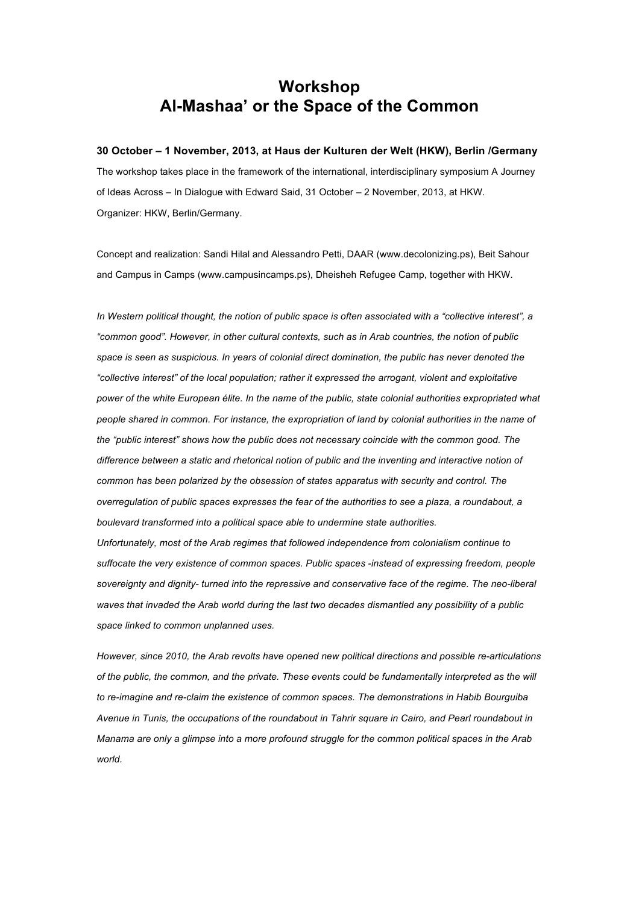# Workshop
# Al-Mashaa' or the Space of the Common

**30 October – 1 November, 2013, at Haus der Kulturen der Welt (HKW), Berlin /Germany**

The workshop takes place in the framework of the international, interdisciplinary symposium A Journey of Ideas Across – In Dialogue with Edward Said, 31 October – 2 November, 2013, at HKW. Organizer: HKW, Berlin/Germany.

Concept and realization: Sandi Hilal and Alessandro Petti, DAAR (www.decolonizing.ps), Beit Sahour and Campus in Camps (www.campusincamps.ps), Dheisheh Refugee Camp, together with HKW.

*In Western political thought, the notion of public space is often associated with a "collective interest", a "common good". However, in other cultural contexts, such as in Arab countries, the notion of public space is seen as suspicious. In years of colonial direct domination, the public has never denoted the "collective interest" of the local population; rather it expressed the arrogant, violent and exploitative power of the white European élite. In the name of the public, state colonial authorities expropriated what people shared in common. For instance, the expropriation of land by colonial authorities in the name of the "public interest" shows how the public does not necessary coincide with the common good. The difference between a static and rhetorical notion of public and the inventing and interactive notion of common has been polarized by the obsession of states apparatus with security and control. The overregulation of public spaces expresses the fear of the authorities to see a plaza, a roundabout, a boulevard transformed into a political space able to undermine state authorities.*
*Unfortunately, most of the Arab regimes that followed independence from colonialism continue to suffocate the very existence of common spaces. Public spaces -instead of expressing freedom, people sovereignty and dignity- turned into the repressive and conservative face of the regime. The neo-liberal waves that invaded the Arab world during the last two decades dismantled any possibility of a public space linked to common unplanned uses.*

*However, since 2010, the Arab revolts have opened new political directions and possible re-articulations of the public, the common, and the private. These events could be fundamentally interpreted as the will to re-imagine and re-claim the existence of common spaces. The demonstrations in Habib Bourguiba Avenue in Tunis, the occupations of the roundabout in Tahrir square in Cairo, and Pearl roundabout in Manama are only a glimpse into a more profound struggle for the common political spaces in the Arab world.*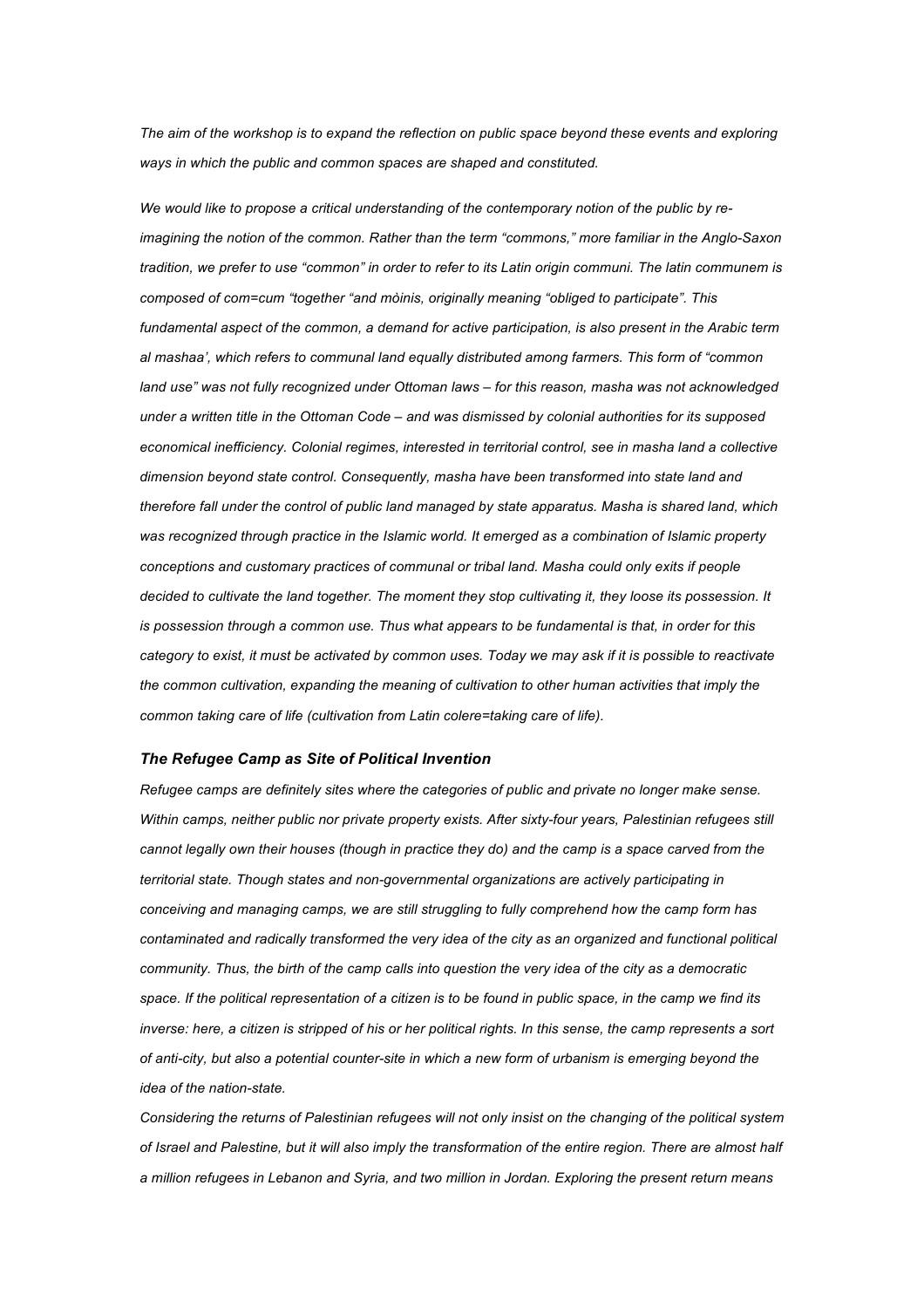*The aim of the workshop is to expand the reflection on public space beyond these events and exploring ways in which the public and common spaces are shaped and constituted.*

*We would like to propose a critical understanding of the contemporary notion of the public by re-imagining the notion of the common. Rather than the term "commons," more familiar in the Anglo-Saxon tradition, we prefer to use "common" in order to refer to its Latin origin communi. The latin communem is composed of com=cum "together "and mòinis, originally meaning "obliged to participate". This fundamental aspect of the common, a demand for active participation, is also present in the Arabic term al mashaa', which refers to communal land equally distributed among farmers. This form of "common land use" was not fully recognized under Ottoman laws – for this reason, masha was not acknowledged under a written title in the Ottoman Code – and was dismissed by colonial authorities for its supposed economical inefficiency. Colonial regimes, interested in territorial control, see in masha land a collective dimension beyond state control. Consequently, masha have been transformed into state land and therefore fall under the control of public land managed by state apparatus. Masha is shared land, which was recognized through practice in the Islamic world. It emerged as a combination of Islamic property conceptions and customary practices of communal or tribal land. Masha could only exits if people decided to cultivate the land together. The moment they stop cultivating it, they loose its possession. It is possession through a common use. Thus what appears to be fundamental is that, in order for this category to exist, it must be activated by common uses. Today we may ask if it is possible to reactivate the common cultivation, expanding the meaning of cultivation to other human activities that imply the common taking care of life (cultivation from Latin colere=taking care of life).*

### *The Refugee Camp as Site of Political Invention*

*Refugee camps are definitely sites where the categories of public and private no longer make sense. Within camps, neither public nor private property exists. After sixty-four years, Palestinian refugees still cannot legally own their houses (though in practice they do) and the camp is a space carved from the territorial state. Though states and non-governmental organizations are actively participating in conceiving and managing camps, we are still struggling to fully comprehend how the camp form has contaminated and radically transformed the very idea of the city as an organized and functional political community. Thus, the birth of the camp calls into question the very idea of the city as a democratic space. If the political representation of a citizen is to be found in public space, in the camp we find its inverse: here, a citizen is stripped of his or her political rights. In this sense, the camp represents a sort of anti-city, but also a potential counter-site in which a new form of urbanism is emerging beyond the idea of the nation-state.*

*Considering the returns of Palestinian refugees will not only insist on the changing of the political system of Israel and Palestine, but it will also imply the transformation of the entire region. There are almost half a million refugees in Lebanon and Syria, and two million in Jordan. Exploring the present return means*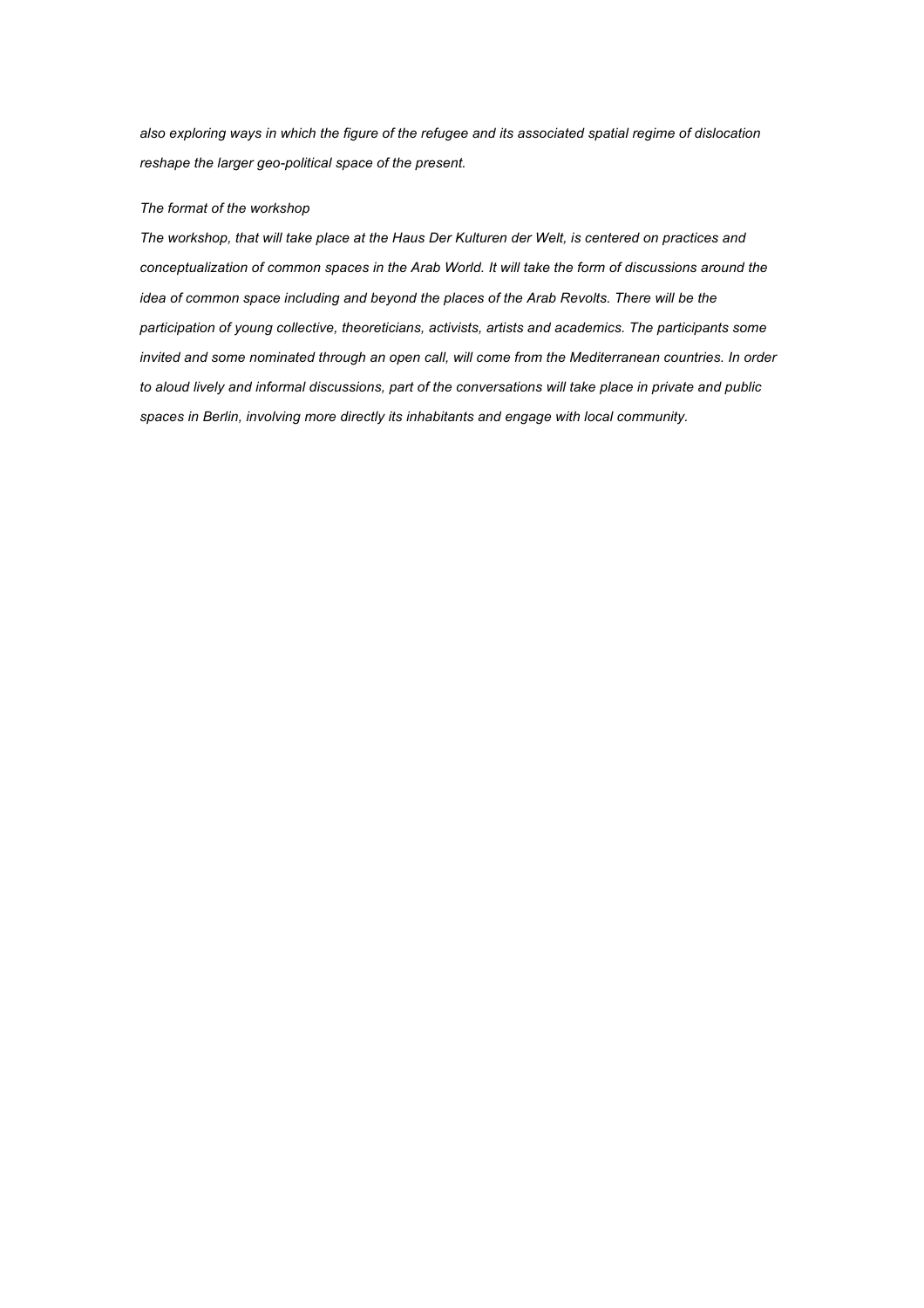*also exploring ways in which the figure of the refugee and its associated spatial regime of dislocation reshape the larger geo-political space of the present.*

*The format of the workshop*

*The workshop, that will take place at the Haus Der Kulturen der Welt, is centered on practices and conceptualization of common spaces in the Arab World. It will take the form of discussions around the idea of common space including and beyond the places of the Arab Revolts. There will be the participation of young collective, theoreticians, activists, artists and academics. The participants some invited and some nominated through an open call, will come from the Mediterranean countries. In order to aloud lively and informal discussions, part of the conversations will take place in private and public spaces in Berlin, involving more directly its inhabitants and engage with local community.*